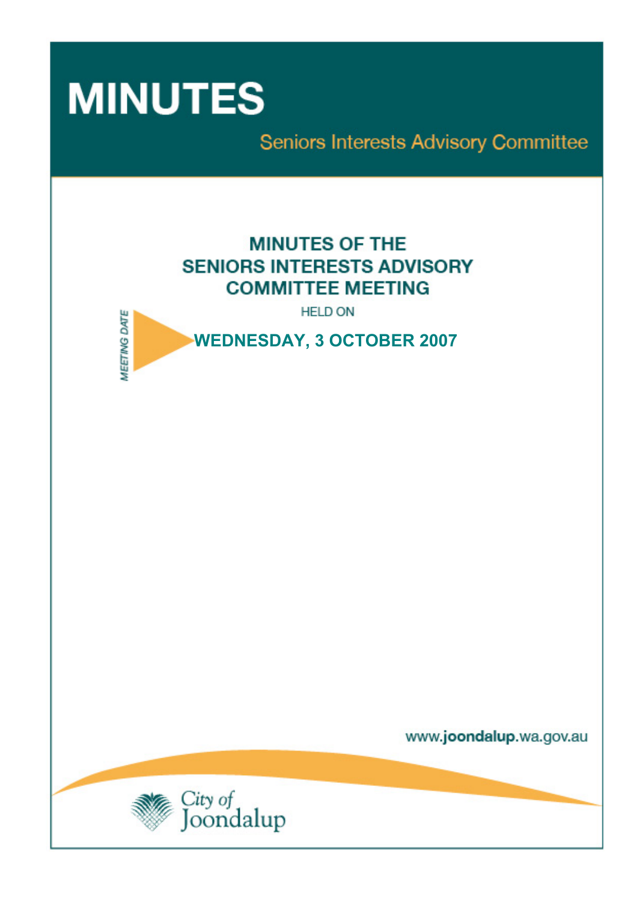# MINUTES

Seniors Interests Advisory Committee

## MINUTES OF THE SENIORS INTERESTS ADVISORY COMMITTEE MEETING

HELD ON

MEETING DATE

**WEDNESDAY, 3 OCTOBER 2007**

www.joondalup.wa.gov.au

City of Joondalup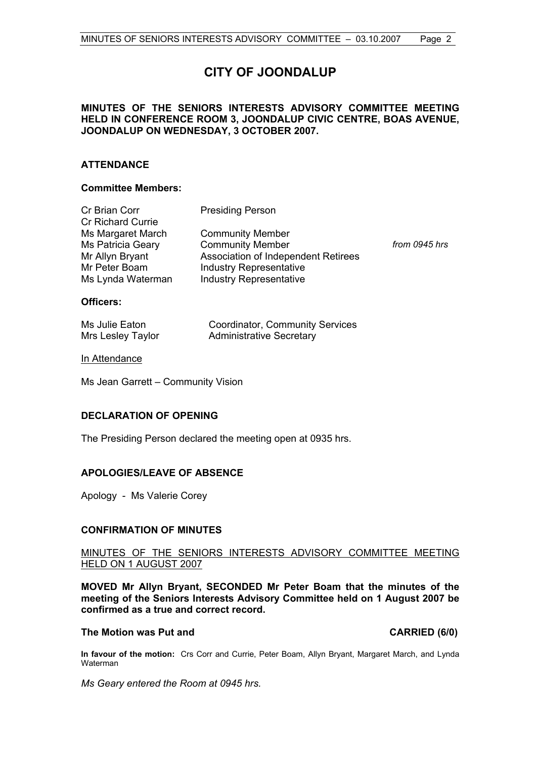# CITY OF JOONDALUP

**MINUTES OF THE SENIORS INTERESTS ADVISORY COMMITTEE MEETING HELD IN CONFERENCE ROOM 3, JOONDALUP CIVIC CENTRE, BOAS AVENUE, JOONDALUP ON WEDNESDAY, 3 OCTOBER 2007.**

## ATTENDANCE

### Committee Members:

| | | |
|---|---|---|
| Cr Brian Corr | Presiding Person | |
| Cr Richard Currie | | |
| Ms Margaret March | Community Member | |
| Ms Patricia Geary | Community Member | *from 0945 hrs* |
| Mr Allyn Bryant | Association of Independent Retirees | |
| Mr Peter Boam | Industry Representative | |
| Ms Lynda Waterman | Industry Representative | |

### Officers:

| | |
|---|---|
| Ms Julie Eaton | Coordinator, Community Services |
| Mrs Lesley Taylor | Administrative Secretary |

In Attendance

Ms Jean Garrett – Community Vision

## DECLARATION OF OPENING

The Presiding Person declared the meeting open at 0935 hrs.

## APOLOGIES/LEAVE OF ABSENCE

Apology - Ms Valerie Corey

## CONFIRMATION OF MINUTES

MINUTES OF THE SENIORS INTERESTS ADVISORY COMMITTEE MEETING HELD ON 1 AUGUST 2007

**MOVED Mr Allyn Bryant, SECONDED Mr Peter Boam that the minutes of the meeting of the Seniors Interests Advisory Committee held on 1 August 2007 be confirmed as a true and correct record.**

**The Motion was Put and CARRIED (6/0)**

**In favour of the motion:** Crs Corr and Currie, Peter Boam, Allyn Bryant, Margaret March, and Lynda Waterman

*Ms Geary entered the Room at 0945 hrs.*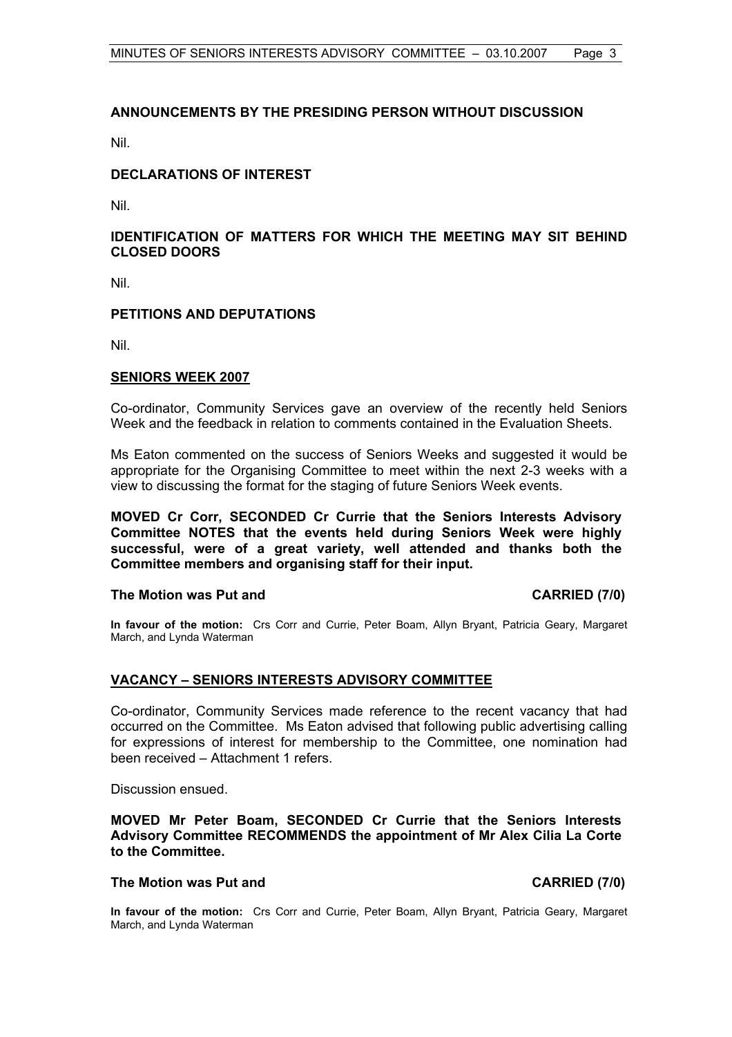## ANNOUNCEMENTS BY THE PRESIDING PERSON WITHOUT DISCUSSION

Nil.

## DECLARATIONS OF INTEREST

Nil.

## IDENTIFICATION OF MATTERS FOR WHICH THE MEETING MAY SIT BEHIND CLOSED DOORS

Nil.

## PETITIONS AND DEPUTATIONS

Nil.

## SENIORS WEEK 2007

Co-ordinator, Community Services gave an overview of the recently held Seniors Week and the feedback in relation to comments contained in the Evaluation Sheets.

Ms Eaton commented on the success of Seniors Weeks and suggested it would be appropriate for the Organising Committee to meet within the next 2-3 weeks with a view to discussing the format for the staging of future Seniors Week events.

**MOVED Cr Corr, SECONDED Cr Currie that the Seniors Interests Advisory Committee NOTES that the events held during Seniors Week were highly successful, were of a great variety, well attended and thanks both the Committee members and organising staff for their input.**

**The Motion was Put and CARRIED (7/0)**

**In favour of the motion:** Crs Corr and Currie, Peter Boam, Allyn Bryant, Patricia Geary, Margaret March, and Lynda Waterman

## VACANCY – SENIORS INTERESTS ADVISORY COMMITTEE

Co-ordinator, Community Services made reference to the recent vacancy that had occurred on the Committee. Ms Eaton advised that following public advertising calling for expressions of interest for membership to the Committee, one nomination had been received – Attachment 1 refers.

Discussion ensued.

**MOVED Mr Peter Boam, SECONDED Cr Currie that the Seniors Interests Advisory Committee RECOMMENDS the appointment of Mr Alex Cilia La Corte to the Committee.**

**The Motion was Put and CARRIED (7/0)**

**In favour of the motion:** Crs Corr and Currie, Peter Boam, Allyn Bryant, Patricia Geary, Margaret March, and Lynda Waterman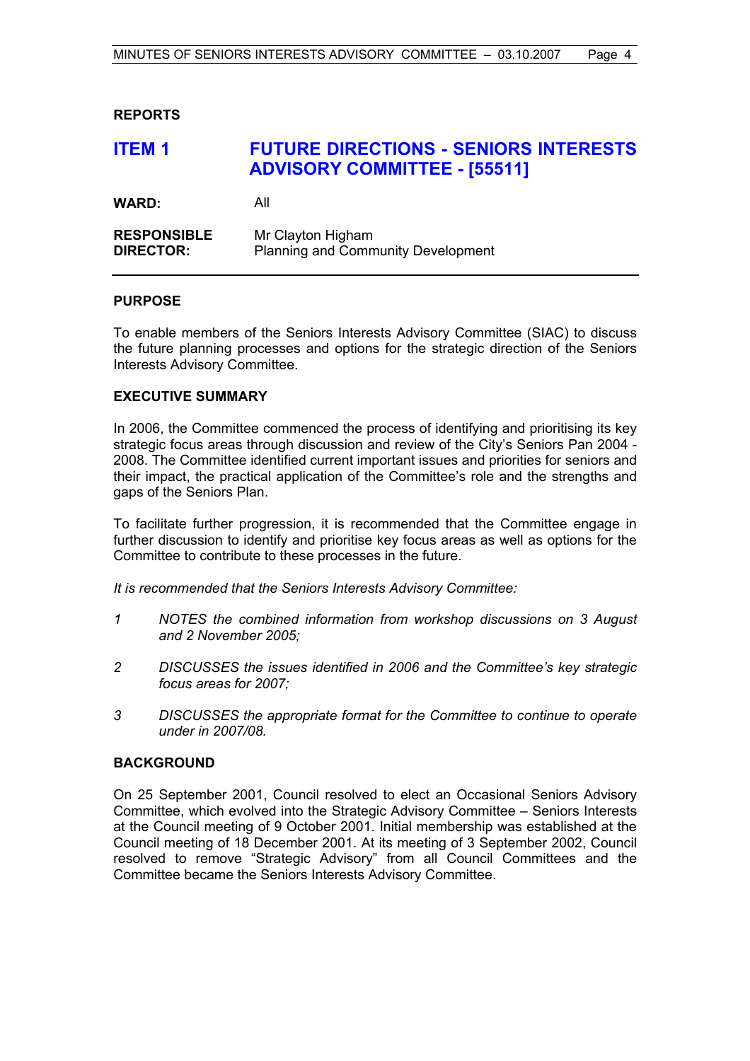## REPORTS

## ITEM 1 FUTURE DIRECTIONS - SENIORS INTERESTS ADVISORY COMMITTEE - [55511]

**WARD:** All

**RESPONSIBLE DIRECTOR:** Mr Clayton Higham
Planning and Community Development

---

**PURPOSE**

To enable members of the Seniors Interests Advisory Committee (SIAC) to discuss the future planning processes and options for the strategic direction of the Seniors Interests Advisory Committee.

**EXECUTIVE SUMMARY**

In 2006, the Committee commenced the process of identifying and prioritising its key strategic focus areas through discussion and review of the City's Seniors Pan 2004 - 2008. The Committee identified current important issues and priorities for seniors and their impact, the practical application of the Committee's role and the strengths and gaps of the Seniors Plan.

To facilitate further progression, it is recommended that the Committee engage in further discussion to identify and prioritise key focus areas as well as options for the Committee to contribute to these processes in the future.

*It is recommended that the Seniors Interests Advisory Committee:*

*1 NOTES the combined information from workshop discussions on 3 August and 2 November 2005;*

*2 DISCUSSES the issues identified in 2006 and the Committee's key strategic focus areas for 2007;*

*3 DISCUSSES the appropriate format for the Committee to continue to operate under in 2007/08.*

**BACKGROUND**

On 25 September 2001, Council resolved to elect an Occasional Seniors Advisory Committee, which evolved into the Strategic Advisory Committee – Seniors Interests at the Council meeting of 9 October 2001. Initial membership was established at the Council meeting of 18 December 2001. At its meeting of 3 September 2002, Council resolved to remove "Strategic Advisory" from all Council Committees and the Committee became the Seniors Interests Advisory Committee.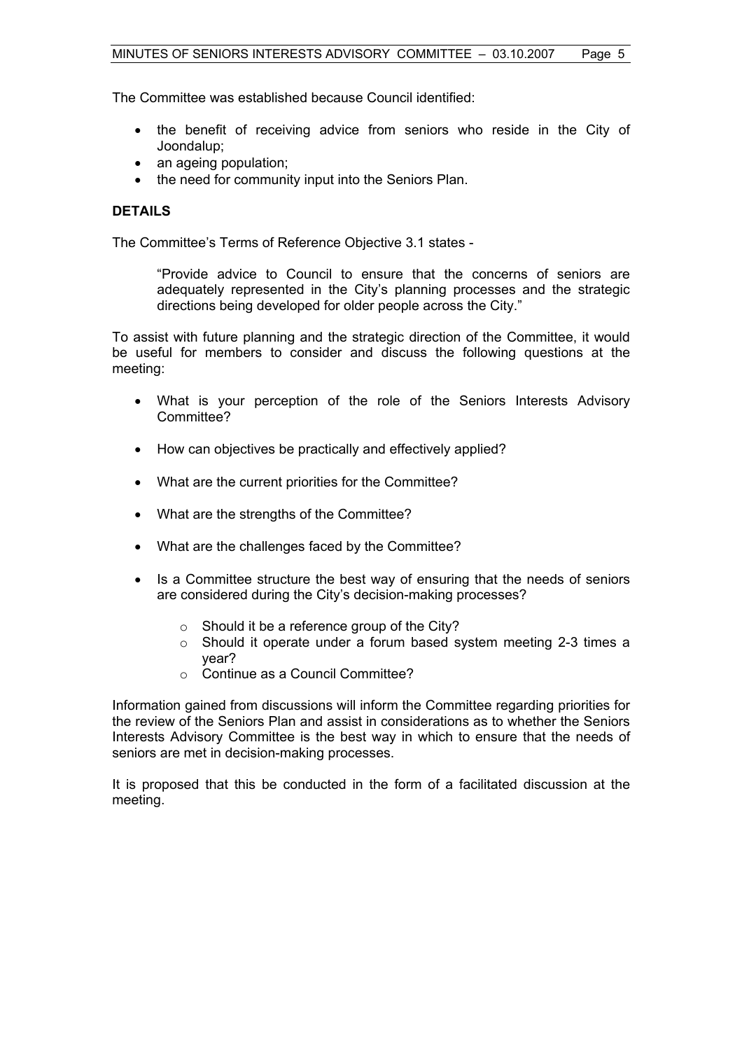The Committee was established because Council identified:

- the benefit of receiving advice from seniors who reside in the City of Joondalup;
- an ageing population;
- the need for community input into the Seniors Plan.

**DETAILS**

The Committee's Terms of Reference Objective 3.1 states -

> "Provide advice to Council to ensure that the concerns of seniors are adequately represented in the City's planning processes and the strategic directions being developed for older people across the City."

To assist with future planning and the strategic direction of the Committee, it would be useful for members to consider and discuss the following questions at the meeting:

- What is your perception of the role of the Seniors Interests Advisory Committee?
- How can objectives be practically and effectively applied?
- What are the current priorities for the Committee?
- What are the strengths of the Committee?
- What are the challenges faced by the Committee?
- Is a Committee structure the best way of ensuring that the needs of seniors are considered during the City's decision-making processes?
    - Should it be a reference group of the City?
    - Should it operate under a forum based system meeting 2-3 times a year?
    - Continue as a Council Committee?

Information gained from discussions will inform the Committee regarding priorities for the review of the Seniors Plan and assist in considerations as to whether the Seniors Interests Advisory Committee is the best way in which to ensure that the needs of seniors are met in decision-making processes.

It is proposed that this be conducted in the form of a facilitated discussion at the meeting.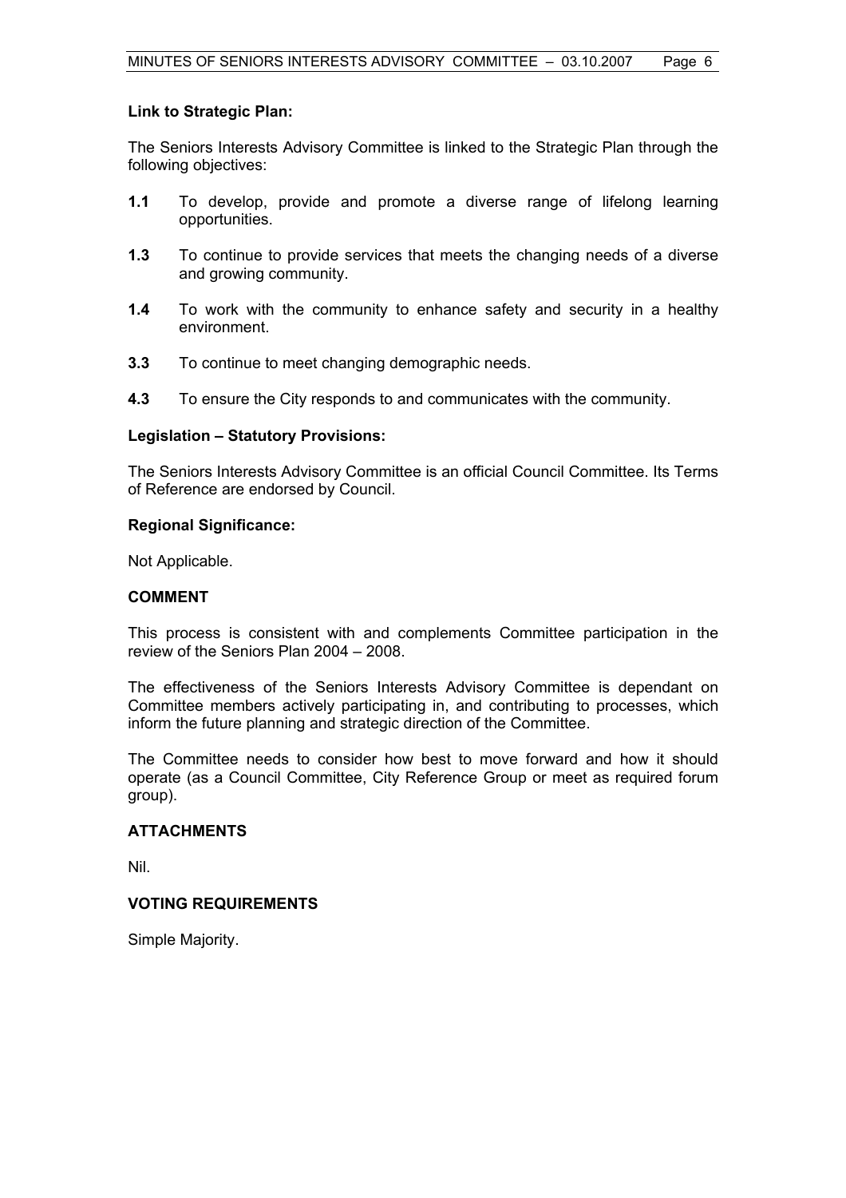**Link to Strategic Plan:**

The Seniors Interests Advisory Committee is linked to the Strategic Plan through the following objectives:

**1.1** To develop, provide and promote a diverse range of lifelong learning opportunities.

**1.3** To continue to provide services that meets the changing needs of a diverse and growing community.

**1.4** To work with the community to enhance safety and security in a healthy environment.

**3.3** To continue to meet changing demographic needs.

**4.3** To ensure the City responds to and communicates with the community.

**Legislation – Statutory Provisions:**

The Seniors Interests Advisory Committee is an official Council Committee. Its Terms of Reference are endorsed by Council.

**Regional Significance:**

Not Applicable.

## COMMENT

This process is consistent with and complements Committee participation in the review of the Seniors Plan 2004 – 2008.

The effectiveness of the Seniors Interests Advisory Committee is dependant on Committee members actively participating in, and contributing to processes, which inform the future planning and strategic direction of the Committee.

The Committee needs to consider how best to move forward and how it should operate (as a Council Committee, City Reference Group or meet as required forum group).

## ATTACHMENTS

Nil.

## VOTING REQUIREMENTS

Simple Majority.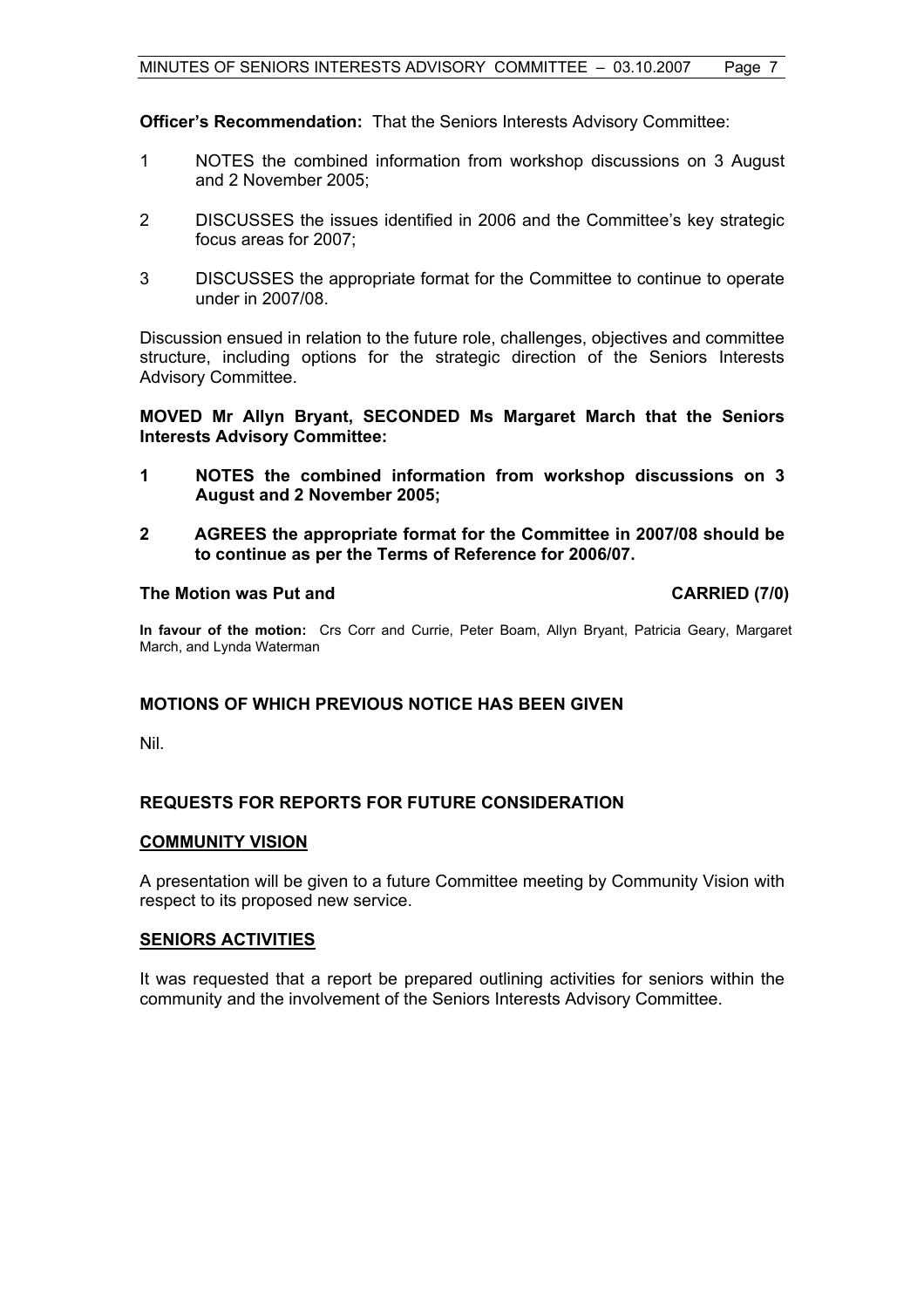**Officer's Recommendation:** That the Seniors Interests Advisory Committee:

1 NOTES the combined information from workshop discussions on 3 August and 2 November 2005;

2 DISCUSSES the issues identified in 2006 and the Committee's key strategic focus areas for 2007;

3 DISCUSSES the appropriate format for the Committee to continue to operate under in 2007/08.

Discussion ensued in relation to the future role, challenges, objectives and committee structure, including options for the strategic direction of the Seniors Interests Advisory Committee.

**MOVED Mr Allyn Bryant, SECONDED Ms Margaret March that the Seniors Interests Advisory Committee:**

**1 NOTES the combined information from workshop discussions on 3 August and 2 November 2005;**

**2 AGREES the appropriate format for the Committee in 2007/08 should be to continue as per the Terms of Reference for 2006/07.**

**The Motion was Put and CARRIED (7/0)**

**In favour of the motion:** Crs Corr and Currie, Peter Boam, Allyn Bryant, Patricia Geary, Margaret March, and Lynda Waterman

## MOTIONS OF WHICH PREVIOUS NOTICE HAS BEEN GIVEN

Nil.

## REQUESTS FOR REPORTS FOR FUTURE CONSIDERATION

### COMMUNITY VISION

A presentation will be given to a future Committee meeting by Community Vision with respect to its proposed new service.

### SENIORS ACTIVITIES

It was requested that a report be prepared outlining activities for seniors within the community and the involvement of the Seniors Interests Advisory Committee.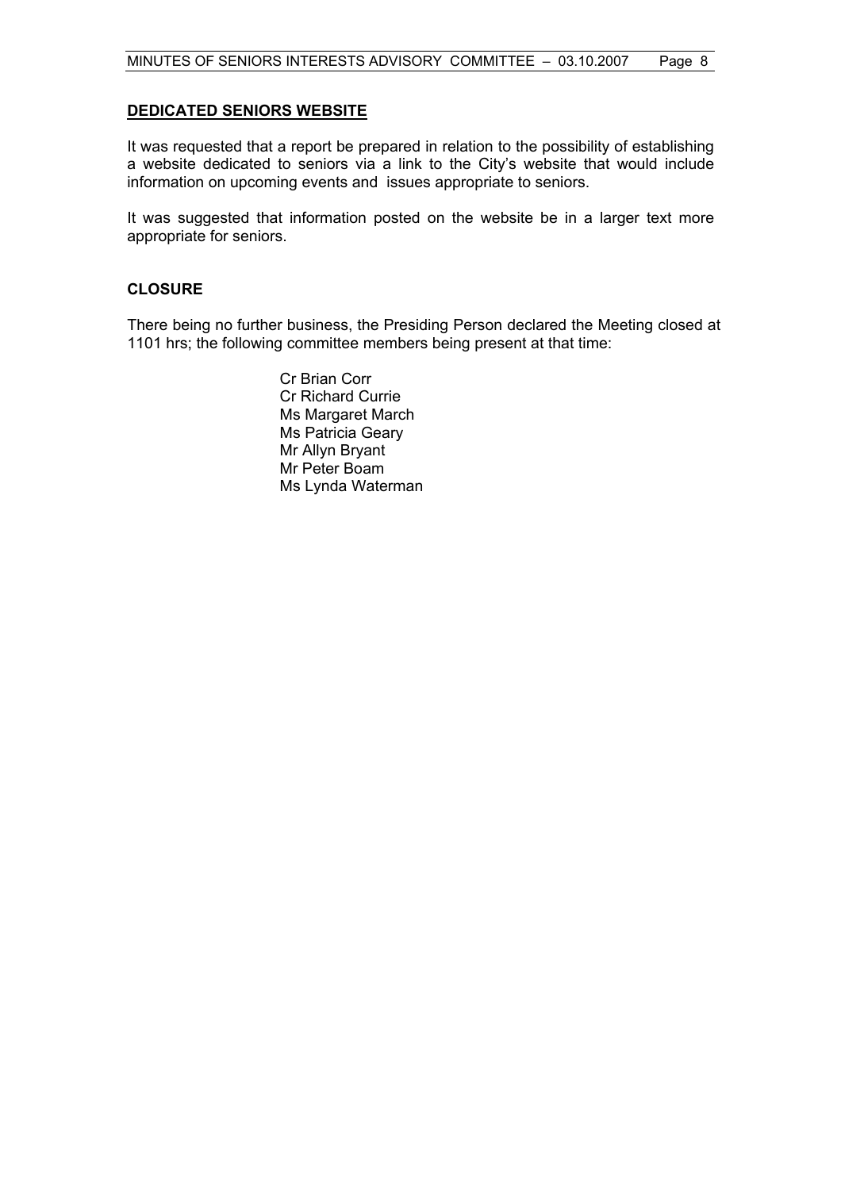## DEDICATED SENIORS WEBSITE

It was requested that a report be prepared in relation to the possibility of establishing a website dedicated to seniors via a link to the City's website that would include information on upcoming events and issues appropriate to seniors.

It was suggested that information posted on the website be in a larger text more appropriate for seniors.

## CLOSURE

There being no further business, the Presiding Person declared the Meeting closed at 1101 hrs; the following committee members being present at that time:

Cr Brian Corr
Cr Richard Currie
Ms Margaret March
Ms Patricia Geary
Mr Allyn Bryant
Mr Peter Boam
Ms Lynda Waterman